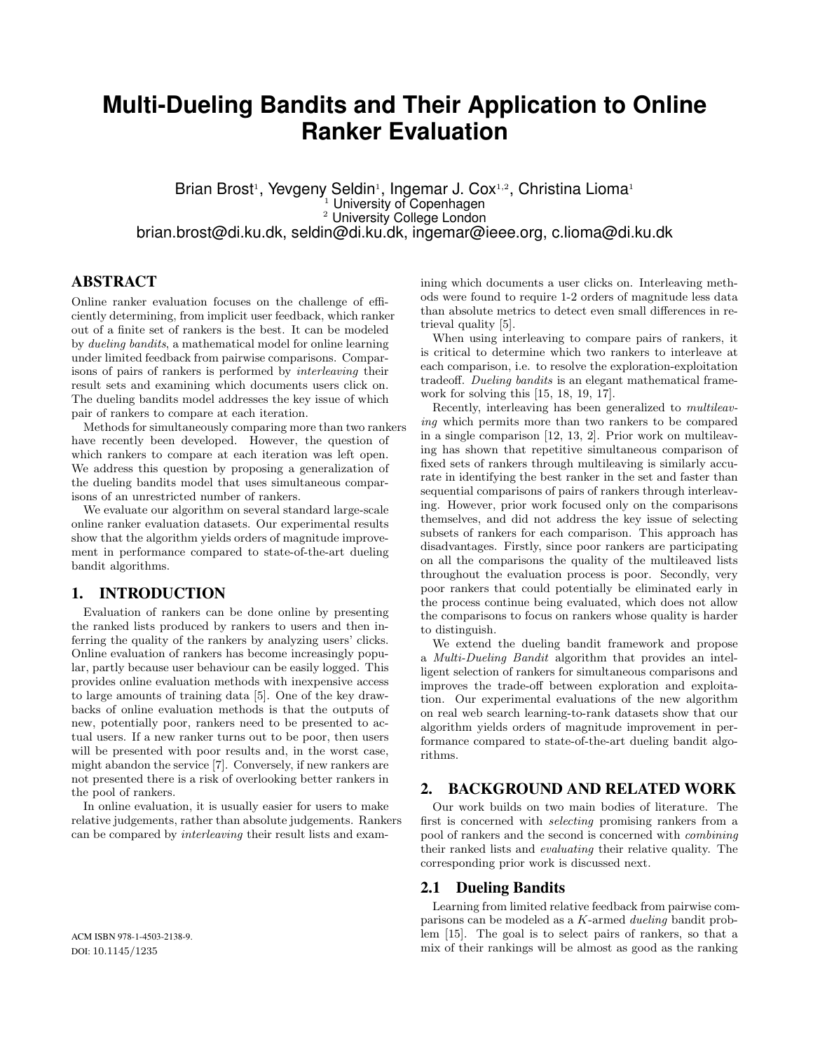# Multi-Dueling Bandits and Their Application to Online Ranker Evaluation

Brian Brost[1], Yevgeny Seldin[1], Ingemar J. Cox[1,2], Christina Lioma[1]
[1] University of Copenhagen
[2] University College London
brian.brost@di.ku.dk, seldin@di.ku.dk, ingemar@ieee.org, c.lioma@di.ku.dk

## ABSTRACT

Online ranker evaluation focuses on the challenge of efficiently determining, from implicit user feedback, which ranker out of a finite set of rankers is the best. It can be modeled by *dueling bandits*, a mathematical model for online learning under limited feedback from pairwise comparisons. Comparisons of pairs of rankers is performed by *interleaving* their result sets and examining which documents users click on. The dueling bandits model addresses the key issue of which pair of rankers to compare at each iteration.

Methods for simultaneously comparing more than two rankers have recently been developed. However, the question of which rankers to compare at each iteration was left open. We address this question by proposing a generalization of the dueling bandits model that uses simultaneous comparisons of an unrestricted number of rankers.

We evaluate our algorithm on several standard large-scale online ranker evaluation datasets. Our experimental results show that the algorithm yields orders of magnitude improvement in performance compared to state-of-the-art dueling bandit algorithms.

## 1. INTRODUCTION

Evaluation of rankers can be done online by presenting the ranked lists produced by rankers to users and then inferring the quality of the rankers by analyzing users' clicks. Online evaluation of rankers has become increasingly popular, partly because user behaviour can be easily logged. This provides online evaluation methods with inexpensive access to large amounts of training data [5]. One of the key drawbacks of online evaluation methods is that the outputs of new, potentially poor, rankers need to be presented to actual users. If a new ranker turns out to be poor, then users will be presented with poor results and, in the worst case, might abandon the service [7]. Conversely, if new rankers are not presented there is a risk of overlooking better rankers in the pool of rankers.

In online evaluation, it is usually easier for users to make relative judgements, rather than absolute judgements. Rankers can be compared by *interleaving* their result lists and examining which documents a user clicks on. Interleaving methods were found to require 1-2 orders of magnitude less data than absolute metrics to detect even small differences in retrieval quality [5].

When using interleaving to compare pairs of rankers, it is critical to determine which two rankers to interleave at each comparison, i.e. to resolve the exploration-exploitation tradeoff. *Dueling bandits* is an elegant mathematical framework for solving this [15, 18, 19, 17].

Recently, interleaving has been generalized to *multileaving* which permits more than two rankers to be compared in a single comparison [12, 13, 2]. Prior work on multileaving has shown that repetitive simultaneous comparison of fixed sets of rankers through multileaving is similarly accurate in identifying the best ranker in the set and faster than sequential comparisons of pairs of rankers through interleaving. However, prior work focused only on the comparisons themselves, and did not address the key issue of selecting subsets of rankers for each comparison. This approach has disadvantages. Firstly, since poor rankers are participating on all the comparisons the quality of the multileaved lists throughout the evaluation process is poor. Secondly, very poor rankers that could potentially be eliminated early in the process continue being evaluated, which does not allow the comparisons to focus on rankers whose quality is harder to distinguish.

We extend the dueling bandit framework and propose a *Multi-Dueling Bandit* algorithm that provides an intelligent selection of rankers for simultaneous comparisons and improves the trade-off between exploration and exploitation. Our experimental evaluations of the new algorithm on real web search learning-to-rank datasets show that our algorithm yields orders of magnitude improvement in performance compared to state-of-the-art dueling bandit algorithms.

## 2. BACKGROUND AND RELATED WORK

Our work builds on two main bodies of literature. The first is concerned with *selecting* promising rankers from a pool of rankers and the second is concerned with *combining* their ranked lists and *evaluating* their relative quality. The corresponding prior work is discussed next.

### 2.1 Dueling Bandits

Learning from limited relative feedback from pairwise comparisons can be modeled as a $K$-armed *dueling* bandit problem [15]. The goal is to select pairs of rankers, so that a mix of their rankings will be almost as good as the ranking

ACM ISBN 978-1-4503-2138-9.
DOI: 10.1145/1235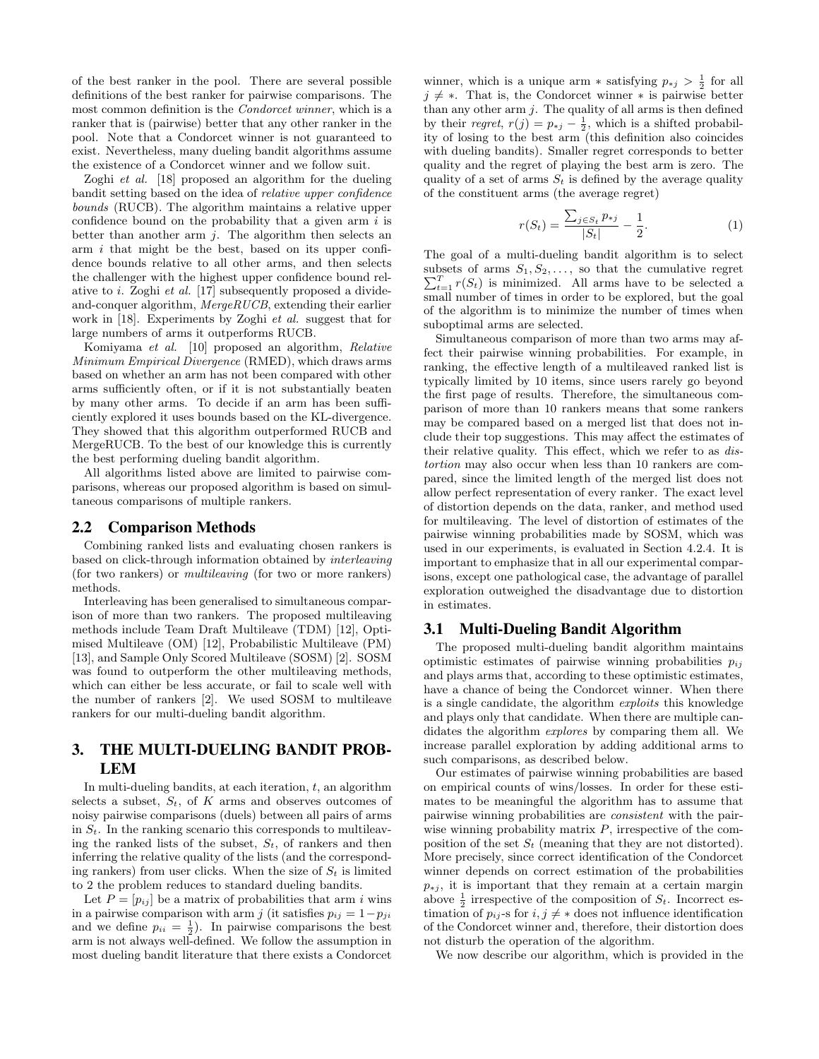of the best ranker in the pool. There are several possible definitions of the best ranker for pairwise comparisons. The most common definition is the *Condorcet winner*, which is a ranker that is (pairwise) better that any other ranker in the pool. Note that a Condorcet winner is not guaranteed to exist. Nevertheless, many dueling bandit algorithms assume the existence of a Condorcet winner and we follow suit.

Zoghi *et al.* [18] proposed an algorithm for the dueling bandit setting based on the idea of *relative upper confidence bounds* (RUCB). The algorithm maintains a relative upper confidence bound on the probability that a given arm $i$ is better than another arm $j$. The algorithm then selects an arm $i$ that might be the best, based on its upper confidence bounds relative to all other arms, and then selects the challenger with the highest upper confidence bound relative to $i$. Zoghi *et al.* [17] subsequently proposed a divide-and-conquer algorithm, *MergeRUCB*, extending their earlier work in [18]. Experiments by Zoghi *et al.* suggest that for large numbers of arms it outperforms RUCB.

Komiyama *et al.* [10] proposed an algorithm, *Relative Minimum Empirical Divergence* (RMED), which draws arms based on whether an arm has not been compared with other arms sufficiently often, or if it is not substantially beaten by many other arms. To decide if an arm has been sufficiently explored it uses bounds based on the KL-divergence. They showed that this algorithm outperformed RUCB and MergeRUCB. To the best of our knowledge this is currently the best performing dueling bandit algorithm.

All algorithms listed above are limited to pairwise comparisons, whereas our proposed algorithm is based on simultaneous comparisons of multiple rankers.

## 2.2 Comparison Methods

Combining ranked lists and evaluating chosen rankers is based on click-through information obtained by *interleaving* (for two rankers) or *multileaving* (for two or more rankers) methods.

Interleaving has been generalised to simultaneous comparison of more than two rankers. The proposed multileaving methods include Team Draft Multileave (TDM) [12], Optimised Multileave (OM) [12], Probabilistic Multileave (PM) [13], and Sample Only Scored Multileave (SOSM) [2]. SOSM was found to outperform the other multileaving methods, which can either be less accurate, or fail to scale well with the number of rankers [2]. We used SOSM to multileave rankers for our multi-dueling bandit algorithm.

# 3. THE MULTI-DUELING BANDIT PROBLEM

In multi-dueling bandits, at each iteration, $t$, an algorithm selects a subset, $S_t$, of $K$ arms and observes outcomes of noisy pairwise comparisons (duels) between all pairs of arms in $S_t$. In the ranking scenario this corresponds to multileaving the ranked lists of the subset, $S_t$, of rankers and then inferring the relative quality of the lists (and the corresponding rankers) from user clicks. When the size of $S_t$ is limited to 2 the problem reduces to standard dueling bandits.

Let $P = [p_{ij}]$ be a matrix of probabilities that arm $i$ wins in a pairwise comparison with arm $j$ (it satisfies $p_{ij} = 1 - p_{ji}$ and we define $p_{ii} = \frac{1}{2}$). In pairwise comparisons the best arm is not always well-defined. We follow the assumption in most dueling bandit literature that there exists a Condorcet winner, which is a unique arm $*$ satisfying $p_{*j} > \frac{1}{2}$ for all $j \neq *$. That is, the Condorcet winner $*$ is pairwise better than any other arm $j$. The quality of all arms is then defined by their *regret*, $r(j) = p_{*j} - \frac{1}{2}$, which is a shifted probability of losing to the best arm (this definition also coincides with dueling bandits). Smaller regret corresponds to better quality and the regret of playing the best arm is zero. The quality of a set of arms $S_t$ is defined by the average quality of the constituent arms (the average regret)

$$r(S_t) = \frac{\sum_{j \in S_t} p_{*j}}{|S_t|} - \frac{1}{2}. \tag{1}$$

The goal of a multi-dueling bandit algorithm is to select subsets of arms $S_1, S_2, \ldots,$ so that the cumulative regret $\sum_{t=1}^{T} r(S_t)$ is minimized. All arms have to be selected a small number of times in order to be explored, but the goal of the algorithm is to minimize the number of times when suboptimal arms are selected.

Simultaneous comparison of more than two arms may affect their pairwise winning probabilities. For example, in ranking, the effective length of a multileaved ranked list is typically limited by 10 items, since users rarely go beyond the first page of results. Therefore, the simultaneous comparison of more than 10 rankers means that some rankers may be compared based on a merged list that does not include their top suggestions. This may affect the estimates of their relative quality. This effect, which we refer to as *distortion* may also occur when less than 10 rankers are compared, since the limited length of the merged list does not allow perfect representation of every ranker. The exact level of distortion depends on the data, ranker, and method used for multileaving. The level of distortion of estimates of the pairwise winning probabilities made by SOSM, which was used in our experiments, is evaluated in Section 4.2.4. It is important to emphasize that in all our experimental comparisons, except one pathological case, the advantage of parallel exploration outweighed the disadvantage due to distortion in estimates.

## 3.1 Multi-Dueling Bandit Algorithm

The proposed multi-dueling bandit algorithm maintains optimistic estimates of pairwise winning probabilities $p_{ij}$ and plays arms that, according to these optimistic estimates, have a chance of being the Condorcet winner. When there is a single candidate, the algorithm *exploits* this knowledge and plays only that candidate. When there are multiple candidates the algorithm *explores* by comparing them all. We increase parallel exploration by adding additional arms to such comparisons, as described below.

Our estimates of pairwise winning probabilities are based on empirical counts of wins/losses. In order for these estimates to be meaningful the algorithm has to assume that pairwise winning probabilities are *consistent* with the pairwise winning probability matrix $P$, irrespective of the composition of the set $S_t$ (meaning that they are not distorted). More precisely, since correct identification of the Condorcet winner depends on correct estimation of the probabilities $p_{*j}$, it is important that they remain at a certain margin above $\frac{1}{2}$ irrespective of the composition of $S_t$. Incorrect estimation of $p_{ij}$-s for $i, j \neq *$ does not influence identification of the Condorcet winner and, therefore, their distortion does not disturb the operation of the algorithm.

We now describe our algorithm, which is provided in the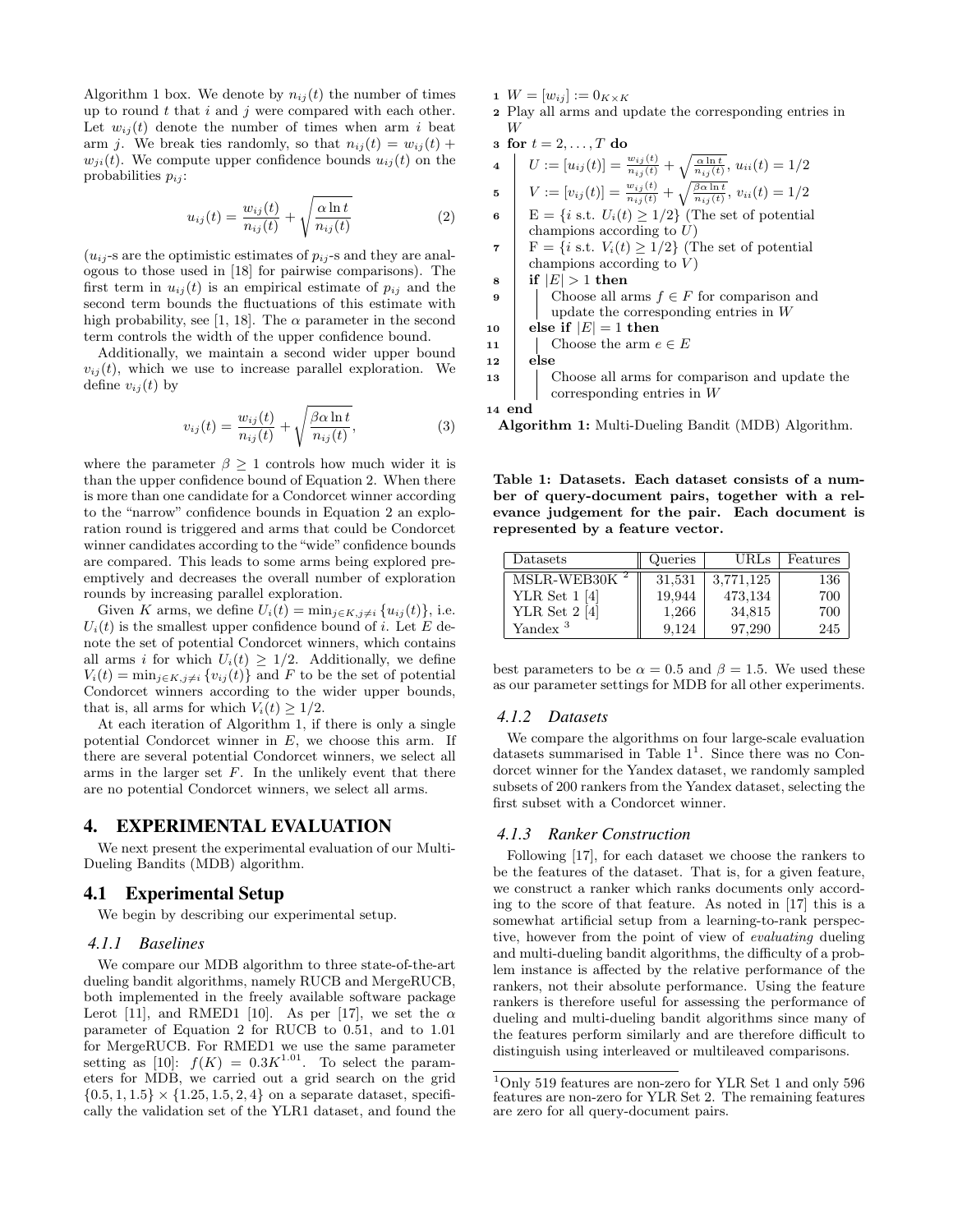Algorithm 1 box. We denote by $n_{ij}(t)$ the number of times up to round $t$ that $i$ and $j$ were compared with each other. Let $w_{ij}(t)$ denote the number of times when arm $i$ beat arm $j$. We break ties randomly, so that $n_{ij}(t) = w_{ij}(t) + w_{ji}(t)$. We compute upper confidence bounds $u_{ij}(t)$ on the probabilities $p_{ij}$:

$$u_{ij}(t) = \frac{w_{ij}(t)}{n_{ij}(t)} + \sqrt{\frac{\alpha \ln t}{n_{ij}(t)}} \tag{2}$$

($u_{ij}$-s are the optimistic estimates of $p_{ij}$-s and they are analogous to those used in [18] for pairwise comparisons). The first term in $u_{ij}(t)$ is an empirical estimate of $p_{ij}$ and the second term bounds the fluctuations of this estimate with high probability, see [1, 18]. The $\alpha$ parameter in the second term controls the width of the upper confidence bound.

Additionally, we maintain a second wider upper bound $v_{ij}(t)$, which we use to increase parallel exploration. We define $v_{ij}(t)$ by

$$v_{ij}(t) = \frac{w_{ij}(t)}{n_{ij}(t)} + \sqrt{\frac{\beta\alpha \ln t}{n_{ij}(t)}}, \tag{3}$$

where the parameter $\beta \geq 1$ controls how much wider it is than the upper confidence bound of Equation 2. When there is more than one candidate for a Condorcet winner according to the "narrow" confidence bounds in Equation 2 an exploration round is triggered and arms that could be Condorcet winner candidates according to the "wide" confidence bounds are compared. This leads to some arms being explored preemptively and decreases the overall number of exploration rounds by increasing parallel exploration.

Given $K$ arms, we define $U_i(t) = \min_{j \in K, j \neq i} \{u_{ij}(t)\}$, i.e. $U_i(t)$ is the smallest upper confidence bound of $i$. Let $E$ denote the set of potential Condorcet winners, which contains all arms $i$ for which $U_i(t) \geq 1/2$. Additionally, we define $V_i(t) = \min_{j \in K, j \neq i} \{v_{ij}(t)\}$ and $F$ to be the set of potential Condorcet winners according to the wider upper bounds, that is, all arms for which $V_i(t) \geq 1/2$.

At each iteration of Algorithm 1, if there is only a single potential Condorcet winner in $E$, we choose this arm. If there are several potential Condorcet winners, we select all arms in the larger set $F$. In the unlikely event that there are no potential Condorcet winners, we select all arms.

```
1  W = [w_ij] := 0_{K×K}
2  Play all arms and update the corresponding entries in W
3  for t = 2, ..., T do
4      U := [u_ij(t)] = w_ij(t)/n_ij(t) + sqrt(α ln t / n_ij(t)), u_ii(t) = 1/2
5      V := [v_ij(t)] = w_ij(t)/n_ij(t) + sqrt(βα ln t / n_ij(t)), v_ii(t) = 1/2
6      E = {i s.t. U_i(t) ≥ 1/2} (The set of potential champions according to U)
7      F = {i s.t. V_i(t) ≥ 1/2} (The set of potential champions according to V)
8      if |E| > 1 then
9          Choose all arms f ∈ F for comparison and update the corresponding entries in W
10     else if |E| = 1 then
11         Choose the arm e ∈ E
12     else
13         Choose all arms for comparison and update the corresponding entries in W
14 end
```

**Algorithm 1:** Multi-Dueling Bandit (MDB) Algorithm.

## 4. EXPERIMENTAL EVALUATION

We next present the experimental evaluation of our Multi-Dueling Bandits (MDB) algorithm.

### 4.1 Experimental Setup

We begin by describing our experimental setup.

#### *4.1.1 Baselines*

We compare our MDB algorithm to three state-of-the-art dueling bandit algorithms, namely RUCB and MergeRUCB, both implemented in the freely available software package Lerot [11], and RMED1 [10]. As per [17], we set the $\alpha$ parameter of Equation 2 for RUCB to 0.51, and to 1.01 for MergeRUCB. For RMED1 we use the same parameter setting as [10]: $f(K) = 0.3K^{1.01}$. To select the parameters for MDB, we carried out a grid search on the grid $\{0.5, 1, 1.5\} \times \{1.25, 1.5, 2, 4\}$ on a separate dataset, specifically the validation set of the YLR1 dataset, and found the best parameters to be $\alpha = 0.5$ and $\beta = 1.5$. We used these as our parameter settings for MDB for all other experiments.

**Table 1: Datasets. Each dataset consists of a number of query-document pairs, together with a relevance judgement for the pair. Each document is represented by a feature vector.**

| Datasets | Queries | URLs | Features |
|---|---|---|---|
| MSLR-WEB30K [2] | 31,531 | 3,771,125 | 136 |
| YLR Set 1 [4] | 19,944 | 473,134 | 700 |
| YLR Set 2 [4] | 1,266 | 34,815 | 700 |
| Yandex [3] | 9,124 | 97,290 | 245 |

#### *4.1.2 Datasets*

We compare the algorithms on four large-scale evaluation datasets summarised in Table 1[1]. Since there was no Condorcet winner for the Yandex dataset, we randomly sampled subsets of 200 rankers from the Yandex dataset, selecting the first subset with a Condorcet winner.

#### *4.1.3 Ranker Construction*

Following [17], for each dataset we choose the rankers to be the features of the dataset. That is, for a given feature, we construct a ranker which ranks documents only according to the score of that feature. As noted in [17] this is a somewhat artificial setup from a learning-to-rank perspective, however from the point of view of *evaluating* dueling and multi-dueling bandit algorithms, the difficulty of a problem instance is affected by the relative performance of the rankers, not their absolute performance. Using the feature rankers is therefore useful for assessing the performance of dueling and multi-dueling bandit algorithms since many of the features perform similarly and are therefore difficult to distinguish using interleaved or multileaved comparisons.

[1] Only 519 features are non-zero for YLR Set 1 and only 596 features are non-zero for YLR Set 2. The remaining features are zero for all query-document pairs.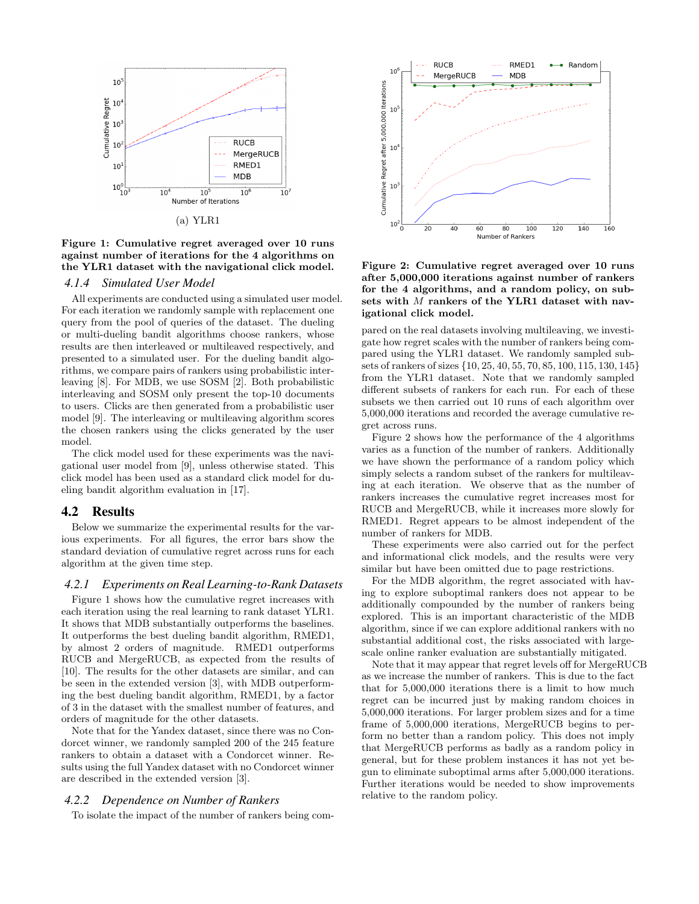(a) YLR1

**Figure 1: Cumulative regret averaged over 10 runs against number of iterations for the 4 algorithms on the YLR1 dataset with the navigational click model.**

### 4.1.4 *Simulated User Model*

All experiments are conducted using a simulated user model. For each iteration we randomly sample with replacement one query from the pool of queries of the dataset. The dueling or multi-dueling bandit algorithms choose rankers, whose results are then interleaved or multileaved respectively, and presented to a simulated user. For the dueling bandit algorithms, we compare pairs of rankers using probabilistic interleaving [8]. For MDB, we use SOSM [2]. Both probabilistic interleaving and SOSM only present the top-10 documents to users. Clicks are then generated from a probabilistic user model [9]. The interleaving or multileaving algorithm scores the chosen rankers using the clicks generated by the user model.

The click model used for these experiments was the navigational user model from [9], unless otherwise stated. This click model has been used as a standard click model for dueling bandit algorithm evaluation in [17].

## 4.2 Results

Below we summarize the experimental results for the various experiments. For all figures, the error bars show the standard deviation of cumulative regret across runs for each algorithm at the given time step.

### 4.2.1 *Experiments on Real Learning-to-Rank Datasets*

Figure 1 shows how the cumulative regret increases with each iteration using the real learning to rank dataset YLR1. It shows that MDB substantially outperforms the baselines. It outperforms the best dueling bandit algorithm, RMED1, by almost 2 orders of magnitude. RMED1 outperforms RUCB and MergeRUCB, as expected from the results of [10]. The results for the other datasets are similar, and can be seen in the extended version [3], with MDB outperforming the best dueling bandit algorithm, RMED1, by a factor of 3 in the dataset with the smallest number of features, and orders of magnitude for the other datasets.

Note that for the Yandex dataset, since there was no Condorcet winner, we randomly sampled 200 of the 245 feature rankers to obtain a dataset with a Condorcet winner. Results using the full Yandex dataset with no Condorcet winner are described in the extended version [3].

### 4.2.2 *Dependence on Number of Rankers*

To isolate the impact of the number of rankers being compared on the real datasets involving multileaving, we investigate how regret scales with the number of rankers being compared using the YLR1 dataset. We randomly sampled subsets of rankers of sizes $\{10, 25, 40, 55, 70, 85, 100, 115, 130, 145\}$ from the YLR1 dataset. Note that we randomly sampled different subsets of rankers for each run. For each of these subsets we then carried out 10 runs of each algorithm over 5,000,000 iterations and recorded the average cumulative regret across runs.

**Figure 2: Cumulative regret averaged over 10 runs after 5,000,000 iterations against number of rankers for the 4 algorithms, and a random policy, on subsets with $M$ rankers of the YLR1 dataset with navigational click model.**

Figure 2 shows how the performance of the 4 algorithms varies as a function of the number of rankers. Additionally we have shown the performance of a random policy which simply selects a random subset of the rankers for multileaving at each iteration. We observe that as the number of rankers increases the cumulative regret increases most for RUCB and MergeRUCB, while it increases more slowly for RMED1. Regret appears to be almost independent of the number of rankers for MDB.

These experiments were also carried out for the perfect and informational click models, and the results were very similar but have been omitted due to page restrictions.

For the MDB algorithm, the regret associated with having to explore suboptimal rankers does not appear to be additionally compounded by the number of rankers being explored. This is an important characteristic of the MDB algorithm, since if we can explore additional rankers with no substantial additional cost, the risks associated with large-scale online ranker evaluation are substantially mitigated.

Note that it may appear that regret levels off for MergeRUCB as we increase the number of rankers. This is due to the fact that for 5,000,000 iterations there is a limit to how much regret can be incurred just by making random choices in 5,000,000 iterations. For larger problem sizes and for a time frame of 5,000,000 iterations, MergeRUCB begins to perform no better than a random policy. This does not imply that MergeRUCB performs as badly as a random policy in general, but for these problem instances it has not yet begun to eliminate suboptimal arms after 5,000,000 iterations. Further iterations would be needed to show improvements relative to the random policy.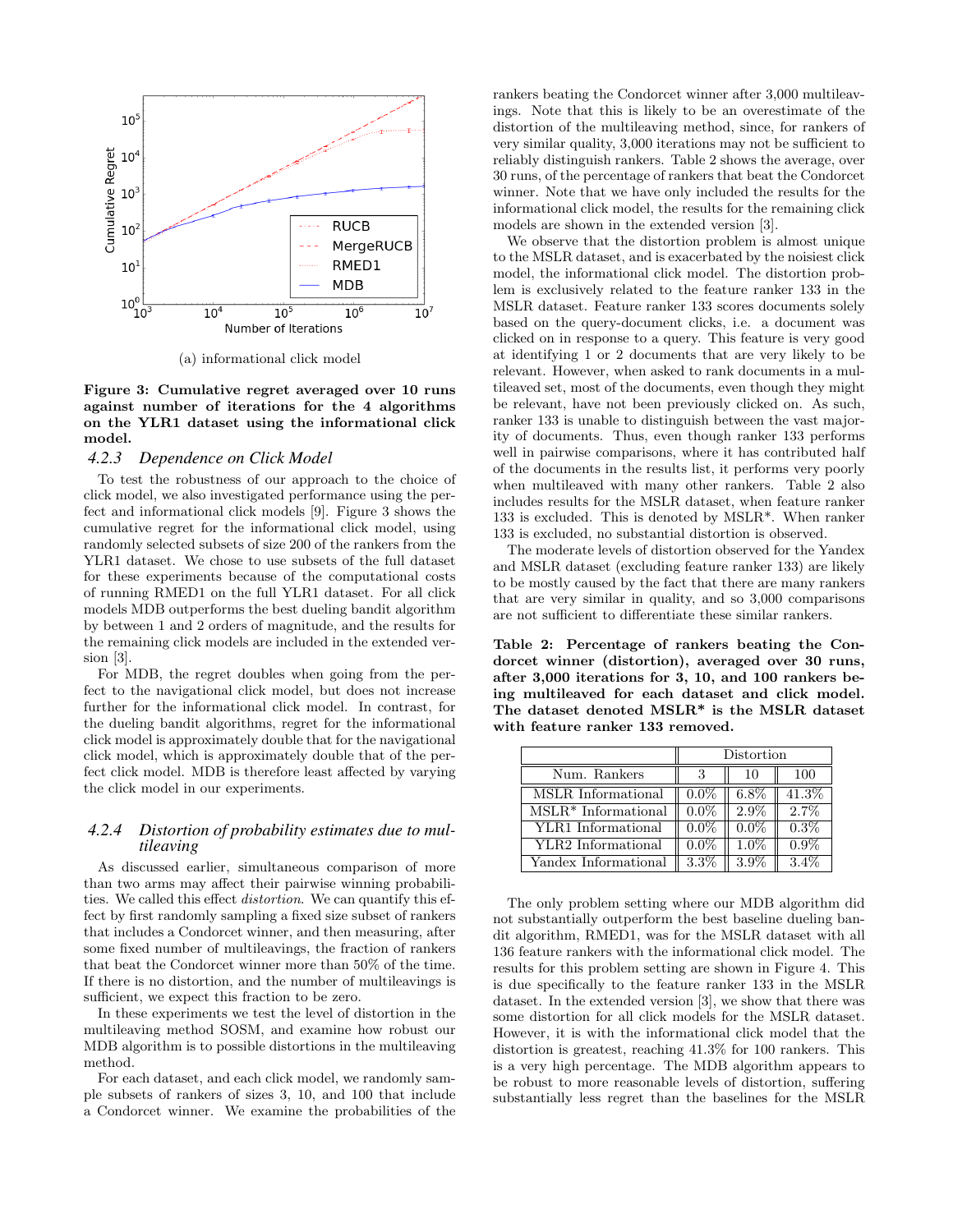(a) informational click model

**Figure 3: Cumulative regret averaged over 10 runs against number of iterations for the 4 algorithms on the YLR1 dataset using the informational click model.**

### 4.2.3 Dependence on Click Model

To test the robustness of our approach to the choice of click model, we also investigated performance using the perfect and informational click models [9]. Figure 3 shows the cumulative regret for the informational click model, using randomly selected subsets of size 200 of the rankers from the YLR1 dataset. We chose to use subsets of the full dataset for these experiments because of the computational costs of running RMED1 on the full YLR1 dataset. For all click models MDB outperforms the best dueling bandit algorithm by between 1 and 2 orders of magnitude, and the results for the remaining click models are included in the extended version [3].

For MDB, the regret doubles when going from the perfect to the navigational click model, but does not increase further for the informational click model. In contrast, for the dueling bandit algorithms, regret for the informational click model is approximately double that for the navigational click model, which is approximately double that of the perfect click model. MDB is therefore least affected by varying the click model in our experiments.

### 4.2.4 Distortion of probability estimates due to multileaving

As discussed earlier, simultaneous comparison of more than two arms may affect their pairwise winning probabilities. We called this effect *distortion*. We can quantify this effect by first randomly sampling a fixed size subset of rankers that includes a Condorcet winner, and then measuring, after some fixed number of multileavings, the fraction of rankers that beat the Condorcet winner more than 50% of the time. If there is no distortion, and the number of multileavings is sufficient, we expect this fraction to be zero.

In these experiments we test the level of distortion in the multileaving method SOSM, and examine how robust our MDB algorithm is to possible distortions in the multileaving method.

For each dataset, and each click model, we randomly sample subsets of rankers of sizes 3, 10, and 100 that include a Condorcet winner. We examine the probabilities of the rankers beating the Condorcet winner after 3,000 multileavings. Note that this is likely to be an overestimate of the distortion of the multileaving method, since, for rankers of very similar quality, 3,000 iterations may not be sufficient to reliably distinguish rankers. Table 2 shows the average, over 30 runs, of the percentage of rankers that beat the Condorcet winner. Note that we have only included the results for the informational click model, the results for the remaining click models are shown in the extended version [3].

We observe that the distortion problem is almost unique to the MSLR dataset, and is exacerbated by the noisiest click model, the informational click model. The distortion problem is exclusively related to the feature ranker 133 in the MSLR dataset. Feature ranker 133 scores documents solely based on the query-document clicks, i.e. a document was clicked on in response to a query. This feature is very good at identifying 1 or 2 documents that are very likely to be relevant. However, when asked to rank documents in a multileaved set, most of the documents, even though they might be relevant, have not been previously clicked on. As such, ranker 133 is unable to distinguish between the vast majority of documents. Thus, even though ranker 133 performs well in pairwise comparisons, where it has contributed half of the documents in the results list, it performs very poorly when multileaved with many other rankers. Table 2 also includes results for the MSLR dataset, when feature ranker 133 is excluded. This is denoted by MSLR*. When ranker 133 is excluded, no substantial distortion is observed.

The moderate levels of distortion observed for the Yandex and MSLR dataset (excluding feature ranker 133) are likely to be mostly caused by the fact that there are many rankers that are very similar in quality, and so 3,000 comparisons are not sufficient to differentiate these similar rankers.

**Table 2: Percentage of rankers beating the Condorcet winner (distortion), averaged over 30 runs, after 3,000 iterations for 3, 10, and 100 rankers being multileaved for each dataset and click model. The dataset denoted MSLR* is the MSLR dataset with feature ranker 133 removed.**

| | Distortion | | |
|---|---|---|---|
| Num. Rankers | 3 | 10 | 100 |
| MSLR Informational | 0.0% | 6.8% | 41.3% |
| MSLR* Informational | 0.0% | 2.9% | 2.7% |
| YLR1 Informational | 0.0% | 0.0% | 0.3% |
| YLR2 Informational | 0.0% | 1.0% | 0.9% |
| Yandex Informational | 3.3% | 3.9% | 3.4% |

The only problem setting where our MDB algorithm did not substantially outperform the best baseline dueling bandit algorithm, RMED1, was for the MSLR dataset with all 136 feature rankers with the informational click model. The results for this problem setting are shown in Figure 4. This is due specifically to the feature ranker 133 in the MSLR dataset. In the extended version [3], we show that there was some distortion for all click models for the MSLR dataset. However, it is with the informational click model that the distortion is greatest, reaching 41.3% for 100 rankers. This is a very high percentage. The MDB algorithm appears to be robust to more reasonable levels of distortion, suffering substantially less regret than the baselines for the MSLR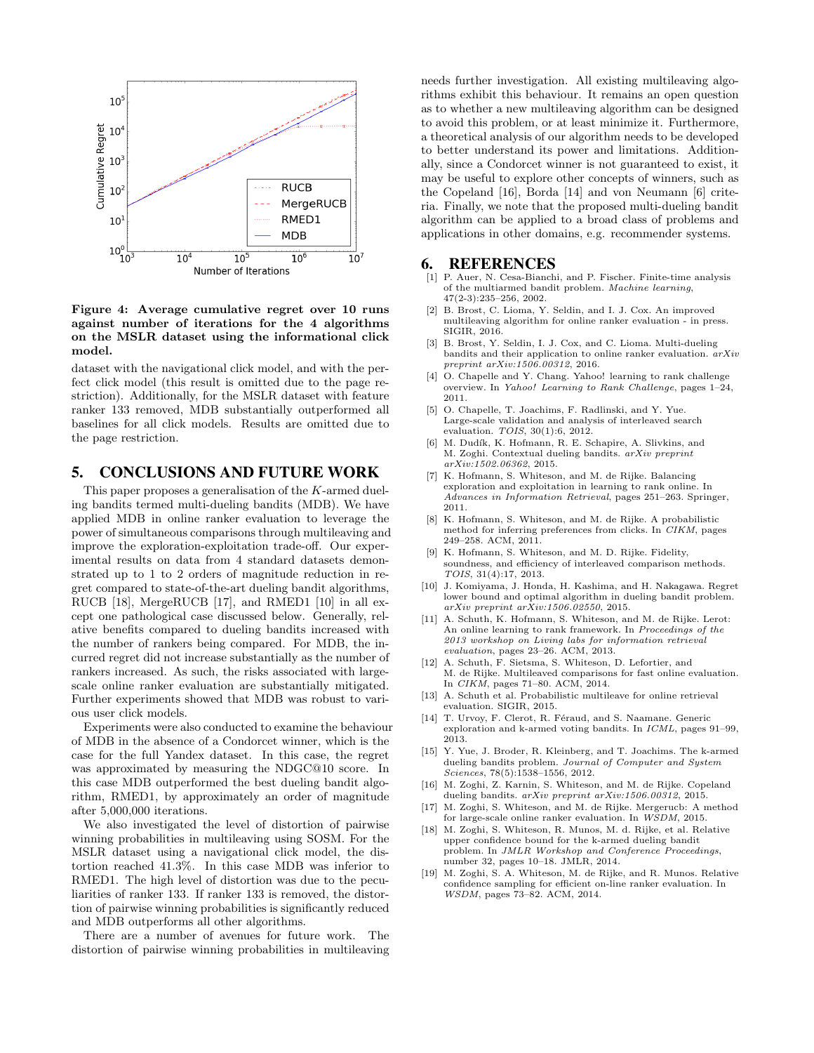Cumulative Regret

$10^5$

$10^4$

$10^3$

$10^2$

$10^1$

$10^0$

$10^3$ $10^4$ $10^5$ $10^6$ $10^7$

Number of Iterations

RUCB

MergeRUCB

RMED1

MDB

**Figure 4: Average cumulative regret over 10 runs against number of iterations for the 4 algorithms on the MSLR dataset using the informational click model.**

dataset with the navigational click model, and with the perfect click model (this result is omitted due to the page restriction). Additionally, for the MSLR dataset with feature ranker 133 removed, MDB substantially outperformed all baselines for all click models. Results are omitted due to the page restriction.

## 5. CONCLUSIONS AND FUTURE WORK

This paper proposes a generalisation of the $K$-armed dueling bandits termed multi-dueling bandits (MDB). We have applied MDB in online ranker evaluation to leverage the power of simultaneous comparisons through multileaving and improve the exploration-exploitation trade-off. Our experimental results on data from 4 standard datasets demonstrated up to 1 to 2 orders of magnitude reduction in regret compared to state-of-the-art dueling bandit algorithms, RUCB [18], MergeRUCB [17], and RMED1 [10] in all except one pathological case discussed below. Generally, relative benefits compared to dueling bandits increased with the number of rankers being compared. For MDB, the incurred regret did not increase substantially as the number of rankers increased. As such, the risks associated with large-scale online ranker evaluation are substantially mitigated. Further experiments showed that MDB was robust to various user click models.

Experiments were also conducted to examine the behaviour of MDB in the absence of a Condorcet winner, which is the case for the full Yandex dataset. In this case, the regret was approximated by measuring the NDGC@10 score. In this case MDB outperformed the best dueling bandit algorithm, RMED1, by approximately an order of magnitude after 5,000,000 iterations.

We also investigated the level of distortion of pairwise winning probabilities in multileaving using SOSM. For the MSLR dataset using a navigational click model, the distortion reached 41.3%. In this case MDB was inferior to RMED1. The high level of distortion was due to the peculiarities of ranker 133. If ranker 133 is removed, the distortion of pairwise winning probabilities is significantly reduced and MDB outperforms all other algorithms.

There are a number of avenues for future work. The distortion of pairwise winning probabilities in multileaving needs further investigation. All existing multileaving algorithms exhibit this behaviour. It remains an open question as to whether a new multileaving algorithm can be designed to avoid this problem, or at least minimize it. Furthermore, a theoretical analysis of our algorithm needs to be developed to better understand its power and limitations. Additionally, since a Condorcet winner is not guaranteed to exist, it may be useful to explore other concepts of winners, such as the Copeland [16], Borda [14] and von Neumann [6] criteria. Finally, we note that the proposed multi-dueling bandit algorithm can be applied to a broad class of problems and applications in other domains, e.g. recommender systems.

## 6. REFERENCES

[1] P. Auer, N. Cesa-Bianchi, and P. Fischer. Finite-time analysis of the multiarmed bandit problem. *Machine learning*, 47(2-3):235–256, 2002.

[2] B. Brost, C. Lioma, Y. Seldin, and I. J. Cox. An improved multileaving algorithm for online ranker evaluation - in press. SIGIR, 2016.

[3] B. Brost, Y. Seldin, I. J. Cox, and C. Lioma. Multi-dueling bandits and their application to online ranker evaluation. *arXiv preprint arXiv:1506.00312*, 2016.

[4] O. Chapelle and Y. Chang. Yahoo! learning to rank challenge overview. In *Yahoo! Learning to Rank Challenge*, pages 1–24, 2011.

[5] O. Chapelle, T. Joachims, F. Radlinski, and Y. Yue. Large-scale validation and analysis of interleaved search evaluation. *TOIS*, 30(1):6, 2012.

[6] M. Dudík, K. Hofmann, R. E. Schapire, A. Slivkins, and M. Zoghi. Contextual dueling bandits. *arXiv preprint arXiv:1502.06362*, 2015.

[7] K. Hofmann, S. Whiteson, and M. de Rijke. Balancing exploration and exploitation in learning to rank online. In *Advances in Information Retrieval*, pages 251–263. Springer, 2011.

[8] K. Hofmann, S. Whiteson, and M. de Rijke. A probabilistic method for inferring preferences from clicks. In *CIKM*, pages 249–258. ACM, 2011.

[9] K. Hofmann, S. Whiteson, and M. D. Rijke. Fidelity, soundness, and efficiency of interleaved comparison methods. *TOIS*, 31(4):17, 2013.

[10] J. Komiyama, J. Honda, H. Kashima, and H. Nakagawa. Regret lower bound and optimal algorithm in dueling bandit problem. *arXiv preprint arXiv:1506.02550*, 2015.

[11] A. Schuth, K. Hofmann, S. Whiteson, and M. de Rijke. Lerot: An online learning to rank framework. In *Proceedings of the 2013 workshop on Living labs for information retrieval evaluation*, pages 23–26. ACM, 2013.

[12] A. Schuth, F. Sietsma, S. Whiteson, D. Lefortier, and M. de Rijke. Multileaved comparisons for fast online evaluation. In *CIKM*, pages 71–80. ACM, 2014.

[13] A. Schuth et al. Probabilistic multileave for online retrieval evaluation. SIGIR, 2015.

[14] T. Urvoy, F. Clerot, R. Féraud, and S. Naamane. Generic exploration and k-armed voting bandits. In *ICML*, pages 91–99, 2013.

[15] Y. Yue, J. Broder, R. Kleinberg, and T. Joachims. The k-armed dueling bandits problem. *Journal of Computer and System Sciences*, 78(5):1538–1556, 2012.

[16] M. Zoghi, Z. Karnin, S. Whiteson, and M. de Rijke. Copeland dueling bandits. *arXiv preprint arXiv:1506.00312*, 2015.

[17] M. Zoghi, S. Whiteson, and M. de Rijke. Mergerucb: A method for large-scale online ranker evaluation. In *WSDM*, 2015.

[18] M. Zoghi, S. Whiteson, R. Munos, M. d. Rijke, et al. Relative upper confidence bound for the k-armed dueling bandit problem. In *JMLR Workshop and Conference Proceedings*, number 32, pages 10–18. JMLR, 2014.

[19] M. Zoghi, S. A. Whiteson, M. de Rijke, and R. Munos. Relative confidence sampling for efficient on-line ranker evaluation. In *WSDM*, pages 73–82. ACM, 2014.